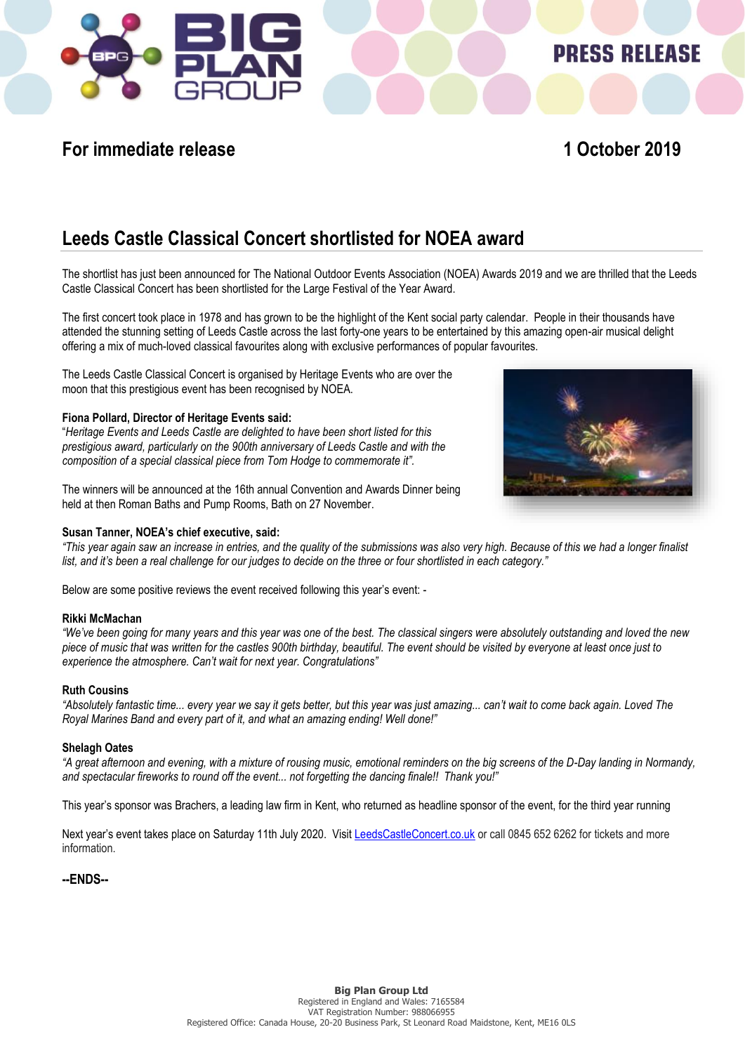PRESS RELEASE

**For immediate release** **1 October 2019**

# Leeds Castle Classical Concert shortlisted for NOEA award

The shortlist has just been announced for The National Outdoor Events Association (NOEA) Awards 2019 and we are thrilled that the Leeds Castle Classical Concert has been shortlisted for the Large Festival of the Year Award.

The first concert took place in 1978 and has grown to be the highlight of the Kent social party calendar. People in their thousands have attended the stunning setting of Leeds Castle across the last forty-one years to be entertained by this amazing open-air musical delight offering a mix of much-loved classical favourites along with exclusive performances of popular favourites.

The Leeds Castle Classical Concert is organised by Heritage Events who are over the moon that this prestigious event has been recognised by NOEA.

**Fiona Pollard, Director of Heritage Events said:**
"*Heritage Events and Leeds Castle are delighted to have been short listed for this prestigious award, particularly on the 900th anniversary of Leeds Castle and with the composition of a special classical piece from Tom Hodge to commemorate it".*

The winners will be announced at the 16th annual Convention and Awards Dinner being held at then Roman Baths and Pump Rooms, Bath on 27 November.

**Susan Tanner, NOEA's chief executive, said:**
*"This year again saw an increase in entries, and the quality of the submissions was also very high. Because of this we had a longer finalist list, and it's been a real challenge for our judges to decide on the three or four shortlisted in each category."*

Below are some positive reviews the event received following this year's event: -

**Rikki McMachan**
*"We've been going for many years and this year was one of the best. The classical singers were absolutely outstanding and loved the new piece of music that was written for the castles 900th birthday, beautiful. The event should be visited by everyone at least once just to experience the atmosphere. Can't wait for next year. Congratulations"*

**Ruth Cousins**
*"Absolutely fantastic time... every year we say it gets better, but this year was just amazing... can't wait to come back again. Loved The Royal Marines Band and every part of it, and what an amazing ending! Well done!"*

**Shelagh Oates**
*"A great afternoon and evening, with a mixture of rousing music, emotional reminders on the big screens of the D-Day landing in Normandy, and spectacular fireworks to round off the event... not forgetting the dancing finale!! Thank you!"*

This year's sponsor was Brachers, a leading law firm in Kent, who returned as headline sponsor of the event, for the third year running

Next year's event takes place on Saturday 11th July 2020. Visit [LeedsCastleConcert.co.uk](LeedsCastleConcert.co.uk) or call 0845 652 6262 for tickets and more information.

**--ENDS--**

**Big Plan Group Ltd**
Registered in England and Wales: 7165584
VAT Registration Number: 988066955
Registered Office: Canada House, 20-20 Business Park, St Leonard Road Maidstone, Kent, ME16 0LS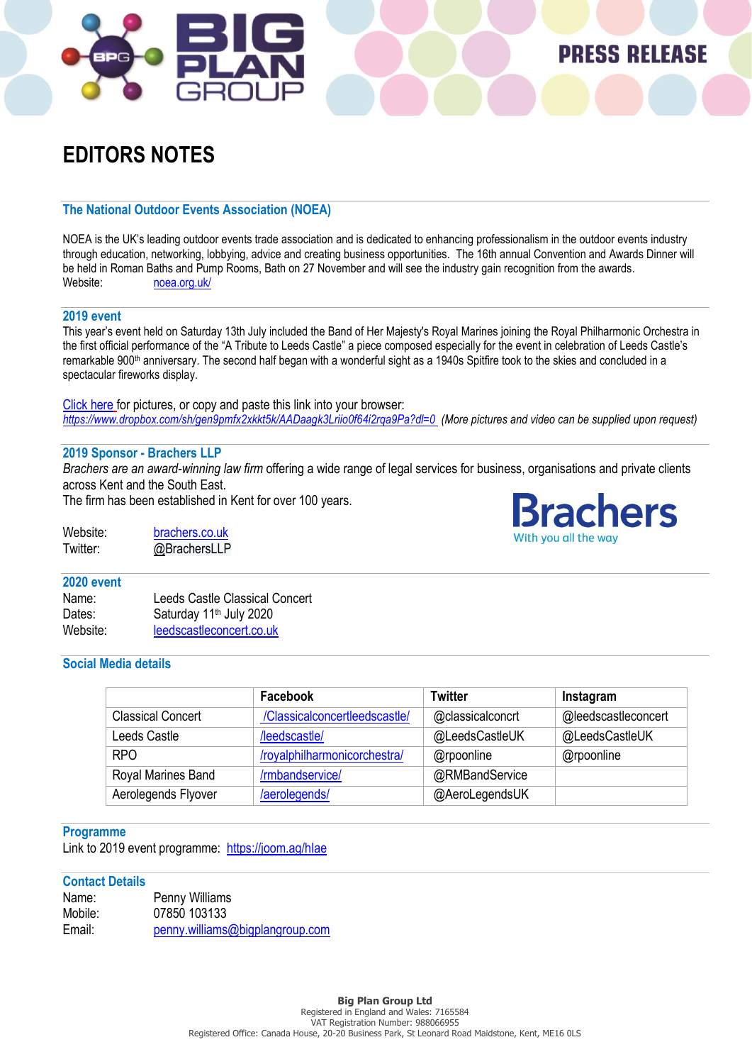# EDITORS NOTES

## The National Outdoor Events Association (NOEA)

NOEA is the UK's leading outdoor events trade association and is dedicated to enhancing professionalism in the outdoor events industry through education, networking, lobbying, advice and creating business opportunities. The 16th annual Convention and Awards Dinner will be held in Roman Baths and Pump Rooms, Bath on 27 November and will see the industry gain recognition from the awards.

Website: noea.org.uk/

## 2019 event

This year's event held on Saturday 13th July included the Band of Her Majesty's Royal Marines joining the Royal Philharmonic Orchestra in the first official performance of the "A Tribute to Leeds Castle" a piece composed especially for the event in celebration of Leeds Castle's remarkable 900th anniversary. The second half began with a wonderful sight as a 1940s Spitfire took to the skies and concluded in a spectacular fireworks display.

Click here for pictures, or copy and paste this link into your browser:
*https://www.dropbox.com/sh/gen9pmfx2xkkt5k/AADaagk3Lriio0f64i2rqa9Pa?dl=0* *(More pictures and video can be supplied upon request)*

## 2019 Sponsor - Brachers LLP

*Brachers are an award-winning law firm* offering a wide range of legal services for business, organisations and private clients across Kent and the South East.

The firm has been established in Kent for over 100 years.

Brachers
With you all the way

Website: brachers.co.uk
Twitter: @BrachersLLP

## 2020 event

Name: Leeds Castle Classical Concert
Dates: Saturday 11th July 2020
Website: leedscastleconcert.co.uk

## Social Media details

| | Facebook | Twitter | Instagram |
|---|---|---|---|
| Classical Concert | /Classicalconcertleedscastle/ | @classicalconcrt | @leedscastleconcert |
| Leeds Castle | /leedscastle/ | @LeedsCastleUK | @LeedsCastleUK |
| RPO | /royalphilharmonicorchestra/ | @rpoonline | @rpoonline |
| Royal Marines Band | /rmbandservice/ | @RMBandService | |
| Aerolegends Flyover | /aerolegends/ | @AeroLegendsUK | |

## Programme

Link to 2019 event programme: https://joom.ag/hlae

## Contact Details

Name: Penny Williams
Mobile: 07850 103133
Email: penny.williams@bigplangroup.com

**Big Plan Group Ltd**
Registered in England and Wales: 7165584
VAT Registration Number: 988066955
Registered Office: Canada House, 20-20 Business Park, St Leonard Road Maidstone, Kent, ME16 0LS